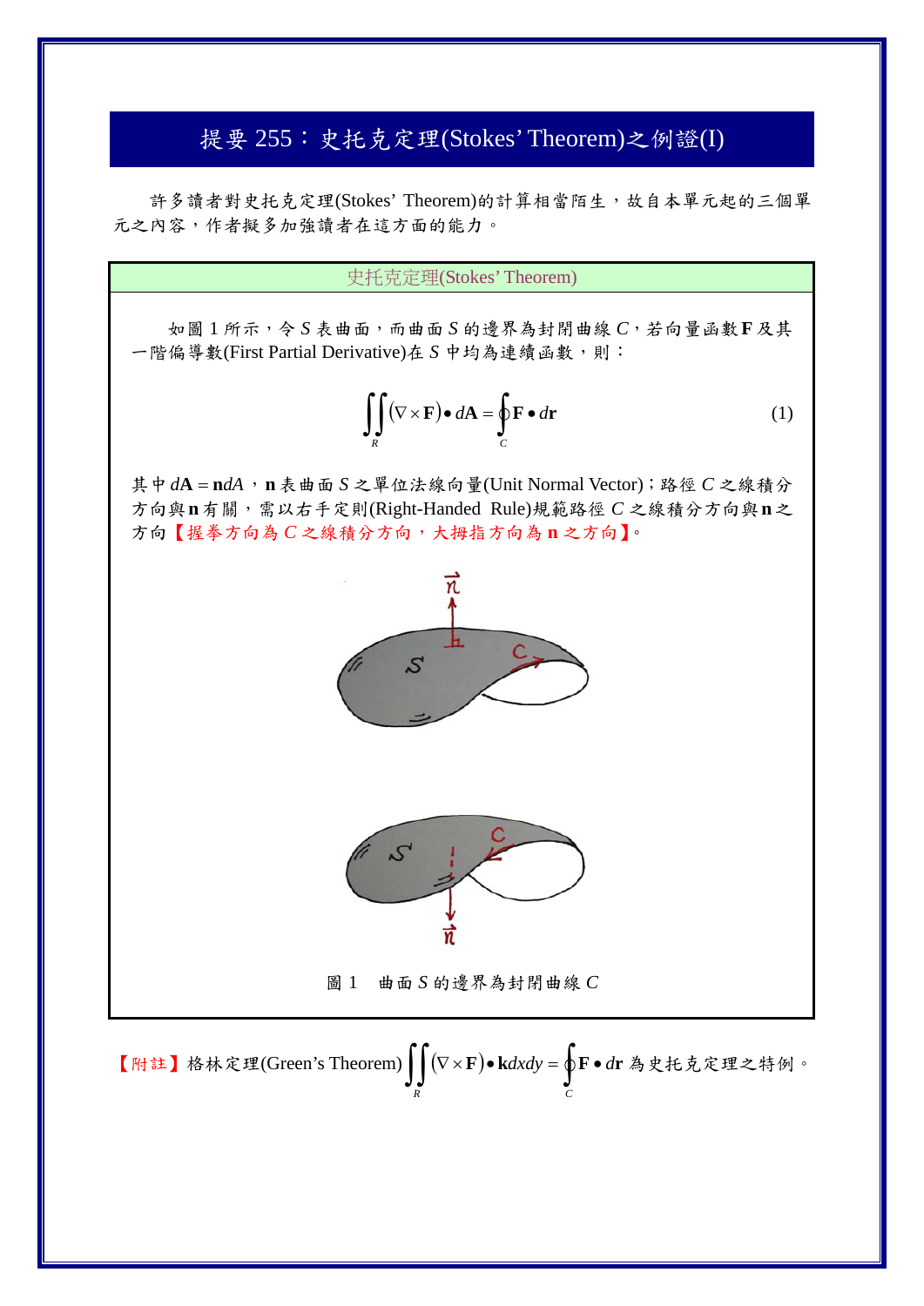# 提要 255：史托克定理(Stokes' Theorem)之例證(I)

許多讀者對史托克定理(Stokes' Theorem)的計算相當陌生，故自本單元起的三個單元之內容，作者擬多加強讀者在這方面的能力。

## 史托克定理(Stokes' Theorem)

如圖 1 所示，令 $S$ 表曲面，而曲面 $S$ 的邊界為封閉曲線 $C$，若向量函數 $\mathbf{F}$ 及其一階偏導數(First Partial Derivative)在 $S$ 中均為連續函數，則：

$$\iint_R (\nabla \times \mathbf{F}) \bullet d\mathbf{A} = \oint_C \mathbf{F} \bullet d\mathbf{r} \tag{1}$$

其中 $d\mathbf{A} = \mathbf{n}dA$，$\mathbf{n}$ 表曲面 $S$ 之單位法線向量(Unit Normal Vector)；路徑 $C$ 之線積分方向與 $\mathbf{n}$ 有關，需以右手定則(Right-Handed Rule)規範路徑 $C$ 之線積分方向與 $\mathbf{n}$ 之方向【握拳方向為 $C$ 之線積分方向，大拇指方向為 $\mathbf{n}$ 之方向】。

圖 1　曲面 $S$ 的邊界為封閉曲線 $C$

【附註】格林定理(Green's Theorem) $\iint_R (\nabla \times \mathbf{F}) \bullet \mathbf{k}dxdy = \oint_C \mathbf{F} \bullet d\mathbf{r}$ 為史托克定理之特例。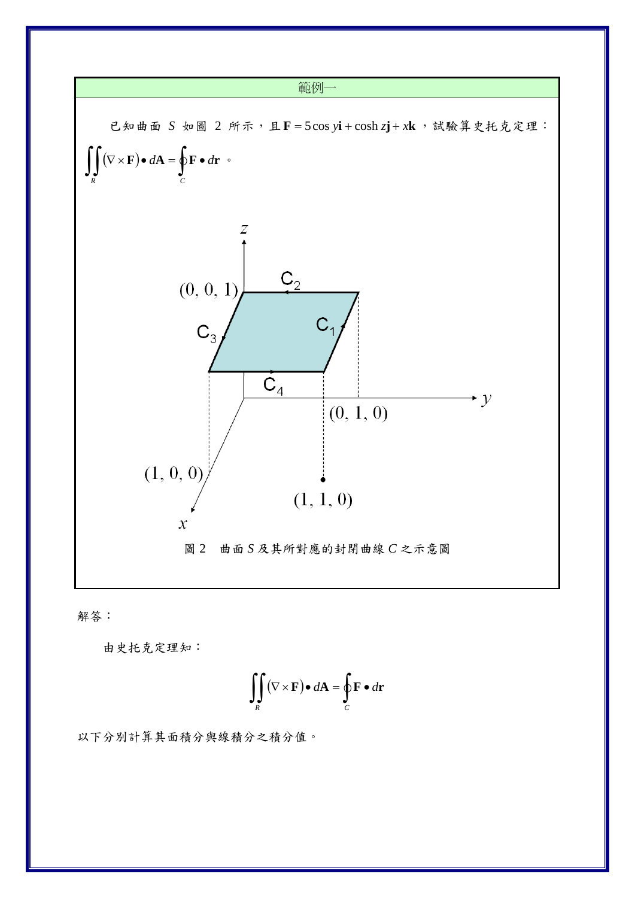## 範例一

已知曲面 $S$ 如圖 2 所示，且 $\mathbf{F} = 5\cos y\mathbf{i} + \cosh z\mathbf{j} + x\mathbf{k}$，試驗算史托克定理：

$$\iint_R (\nabla \times \mathbf{F}) \bullet d\mathbf{A} = \oint_C \mathbf{F} \bullet d\mathbf{r}$$ 。

圖 2　曲面 $S$ 及其所對應的封閉曲線 $C$ 之示意圖

解答：

由史托克定理知：

$$\iint_R (\nabla \times \mathbf{F}) \bullet d\mathbf{A} = \oint_C \mathbf{F} \bullet d\mathbf{r}$$

以下分別計算其面積分與線積分之積分值。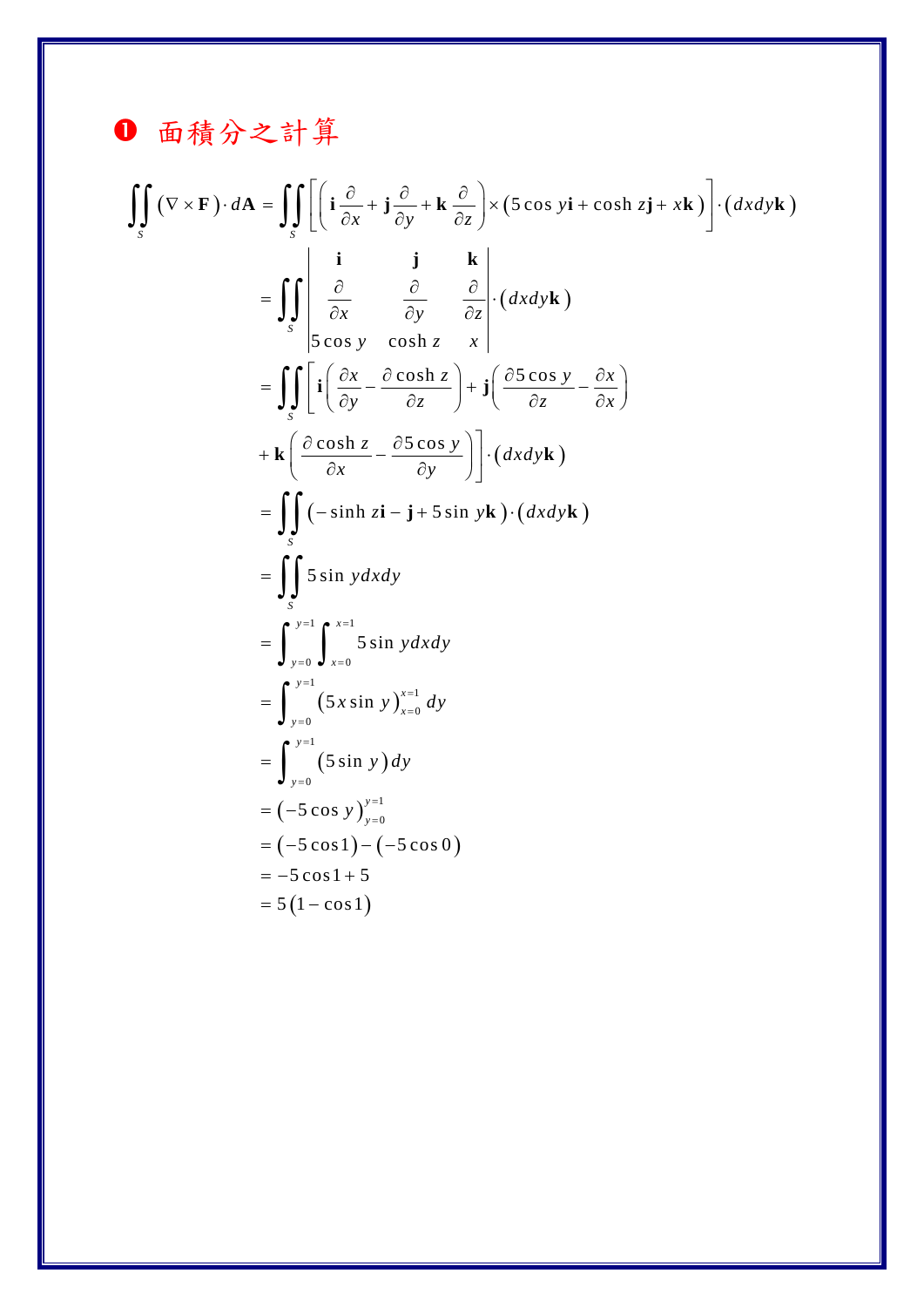## ❶ 面積分之計算

$$
\begin{aligned}
\iint_S (\nabla \times \mathbf{F}) \cdot d\mathbf{A} &= \iint_S \left[ \left( \mathbf{i}\frac{\partial}{\partial x} + \mathbf{j}\frac{\partial}{\partial y} + \mathbf{k}\frac{\partial}{\partial z} \right) \times \left( 5\cos y\mathbf{i} + \cosh z\mathbf{j} + x\mathbf{k} \right) \right] \cdot \left( dxdy\mathbf{k} \right) \\
&= \iint_S \begin{vmatrix} \mathbf{i} & \mathbf{j} & \mathbf{k} \\ \dfrac{\partial}{\partial x} & \dfrac{\partial}{\partial y} & \dfrac{\partial}{\partial z} \\ 5\cos y & \cosh z & x \end{vmatrix} \cdot \left( dxdy\mathbf{k} \right) \\
&= \iint_S \left[ \mathbf{i}\left( \frac{\partial x}{\partial y} - \frac{\partial \cosh z}{\partial z} \right) + \mathbf{j}\left( \frac{\partial 5\cos y}{\partial z} - \frac{\partial x}{\partial x} \right) \right. \\
&\quad \left. + \mathbf{k}\left( \frac{\partial \cosh z}{\partial x} - \frac{\partial 5\cos y}{\partial y} \right) \right] \cdot \left( dxdy\mathbf{k} \right) \\
&= \iint_S \left( -\sinh z\mathbf{i} - \mathbf{j} + 5\sin y\mathbf{k} \right) \cdot \left( dxdy\mathbf{k} \right) \\
&= \iint_S 5\sin y\, dxdy \\
&= \int_{y=0}^{y=1} \int_{x=0}^{x=1} 5\sin y\, dxdy \\
&= \int_{y=0}^{y=1} \left( 5x\sin y \right)_{x=0}^{x=1} dy \\
&= \int_{y=0}^{y=1} \left( 5\sin y \right) dy \\
&= \left( -5\cos y \right)_{y=0}^{y=1} \\
&= \left( -5\cos 1 \right) - \left( -5\cos 0 \right) \\
&= -5\cos 1 + 5 \\
&= 5\left( 1 - \cos 1 \right)
\end{aligned}
$$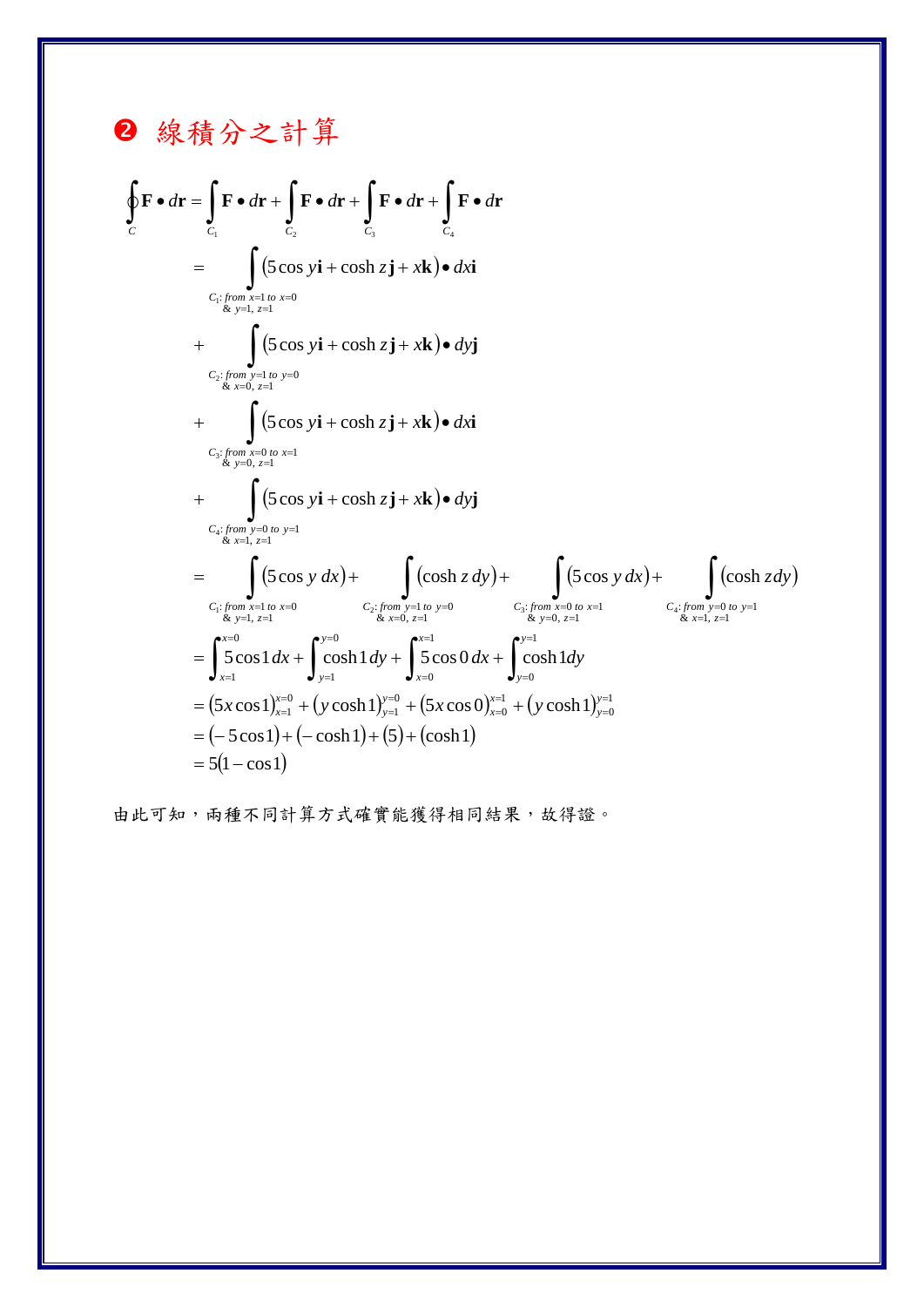## ❷ 線積分之計算

$$
\begin{aligned}
\oint_C \mathbf{F}\bullet d\mathbf{r} &= \int_{C_1}\mathbf{F}\bullet d\mathbf{r}+\int_{C_2}\mathbf{F}\bullet d\mathbf{r}+\int_{C_3}\mathbf{F}\bullet d\mathbf{r}+\int_{C_4}\mathbf{F}\bullet d\mathbf{r} \\
&= \int_{\substack{C_1:\ from\ x=1\ to\ x=0 \\ \&\ y=1,\ z=1}} \left(5\cos y\,\mathbf{i}+\cosh z\,\mathbf{j}+x\mathbf{k}\right)\bullet dx\mathbf{i} \\
&+ \int_{\substack{C_2:\ from\ y=1\ to\ y=0 \\ \&\ x=0,\ z=1}} \left(5\cos y\,\mathbf{i}+\cosh z\,\mathbf{j}+x\mathbf{k}\right)\bullet dy\mathbf{j} \\
&+ \int_{\substack{C_3:\ from\ x=0\ to\ x=1 \\ \&\ y=0,\ z=1}} \left(5\cos y\,\mathbf{i}+\cosh z\,\mathbf{j}+x\mathbf{k}\right)\bullet dx\mathbf{i} \\
&+ \int_{\substack{C_4:\ from\ y=0\ to\ y=1 \\ \&\ x=1,\ z=1}} \left(5\cos y\,\mathbf{i}+\cosh z\,\mathbf{j}+x\mathbf{k}\right)\bullet dy\mathbf{j} \\
&= \int_{\substack{C_1:\ from\ x=1\ to\ x=0 \\ \&\ y=1,\ z=1}} \left(5\cos y\ dx\right)+\int_{\substack{C_2:\ from\ y=1\ to\ y=0 \\ \&\ x=0,\ z=1}} \left(\cosh z\ dy\right)+\int_{\substack{C_3:\ from\ x=0\ to\ x=1 \\ \&\ y=0,\ z=1}} \left(5\cos y\ dx\right)+\int_{\substack{C_4:\ from\ y=0\ to\ y=1 \\ \&\ x=1,\ z=1}} \left(\cosh z dy\right) \\
&= \int_{x=1}^{x=0} 5\cos 1\,dx+\int_{y=1}^{y=0}\cosh 1\,dy+\int_{x=0}^{x=1}5\cos 0\,dx+\int_{y=0}^{y=1}\cosh 1 dy \\
&= \left(5x\cos 1\right)_{x=1}^{x=0}+\left(y\cosh 1\right)_{y=1}^{y=0}+\left(5x\cos 0\right)_{x=0}^{x=1}+\left(y\cosh 1\right)_{y=0}^{y=1} \\
&= \left(-5\cos 1\right)+\left(-\cosh 1\right)+\left(5\right)+\left(\cosh 1\right) \\
&= 5\left(1-\cos 1\right)
\end{aligned}
$$

由此可知，兩種不同計算方式確實能獲得相同結果，故得證。